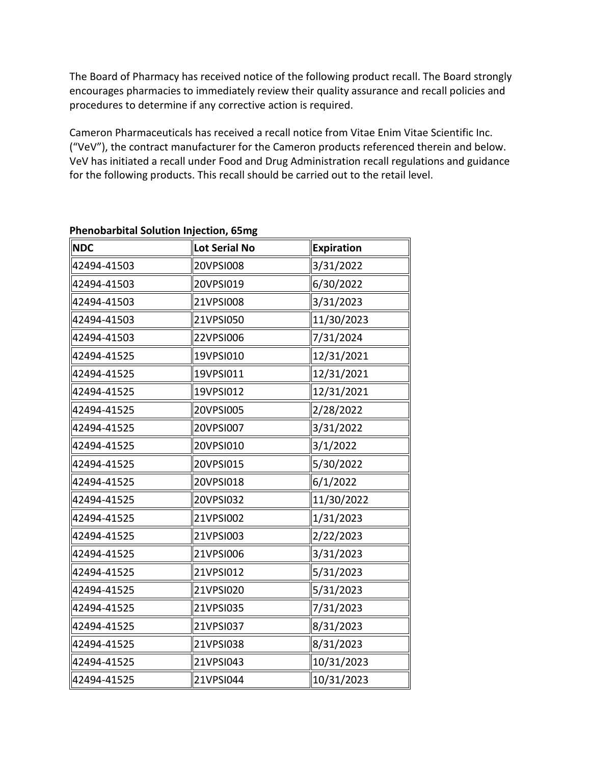The Board of Pharmacy has received notice of the following product recall. The Board strongly encourages pharmacies to immediately review their quality assurance and recall policies and procedures to determine if any corrective action is required.

Cameron Pharmaceuticals has received a recall notice from Vitae Enim Vitae Scientific Inc. ("VeV"), the contract manufacturer for the Cameron products referenced therein and below. VeV has initiated a recall under Food and Drug Administration recall regulations and guidance for the following products. This recall should be carried out to the retail level.

**Phenobarbital Solution Injection, 65mg**

| NDC | Lot Serial No | Expiration |
|---|---|---|
| 42494-41503 | 20VPSI008 | 3/31/2022 |
| 42494-41503 | 20VPSI019 | 6/30/2022 |
| 42494-41503 | 21VPSI008 | 3/31/2023 |
| 42494-41503 | 21VPSI050 | 11/30/2023 |
| 42494-41503 | 22VPSI006 | 7/31/2024 |
| 42494-41525 | 19VPSI010 | 12/31/2021 |
| 42494-41525 | 19VPSI011 | 12/31/2021 |
| 42494-41525 | 19VPSI012 | 12/31/2021 |
| 42494-41525 | 20VPSI005 | 2/28/2022 |
| 42494-41525 | 20VPSI007 | 3/31/2022 |
| 42494-41525 | 20VPSI010 | 3/1/2022 |
| 42494-41525 | 20VPSI015 | 5/30/2022 |
| 42494-41525 | 20VPSI018 | 6/1/2022 |
| 42494-41525 | 20VPSI032 | 11/30/2022 |
| 42494-41525 | 21VPSI002 | 1/31/2023 |
| 42494-41525 | 21VPSI003 | 2/22/2023 |
| 42494-41525 | 21VPSI006 | 3/31/2023 |
| 42494-41525 | 21VPSI012 | 5/31/2023 |
| 42494-41525 | 21VPSI020 | 5/31/2023 |
| 42494-41525 | 21VPSI035 | 7/31/2023 |
| 42494-41525 | 21VPSI037 | 8/31/2023 |
| 42494-41525 | 21VPSI038 | 8/31/2023 |
| 42494-41525 | 21VPSI043 | 10/31/2023 |
| 42494-41525 | 21VPSI044 | 10/31/2023 |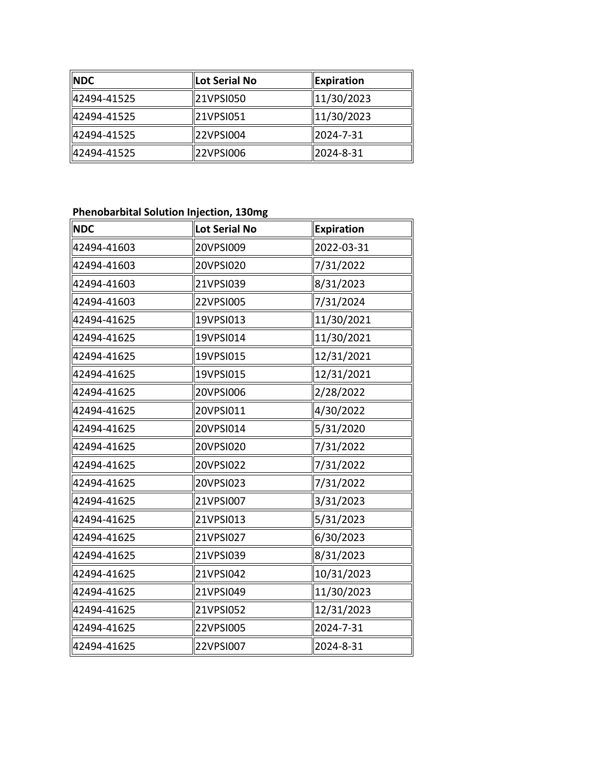| NDC | Lot Serial No | Expiration |
| --- | --- | --- |
| 42494-41525 | 21VPSI050 | 11/30/2023 |
| 42494-41525 | 21VPSI051 | 11/30/2023 |
| 42494-41525 | 22VPSI004 | 2024-7-31 |
| 42494-41525 | 22VPSI006 | 2024-8-31 |

**Phenobarbital Solution Injection, 130mg**

| NDC | Lot Serial No | Expiration |
| --- | --- | --- |
| 42494-41603 | 20VPSI009 | 2022-03-31 |
| 42494-41603 | 20VPSI020 | 7/31/2022 |
| 42494-41603 | 21VPSI039 | 8/31/2023 |
| 42494-41603 | 22VPSI005 | 7/31/2024 |
| 42494-41625 | 19VPSI013 | 11/30/2021 |
| 42494-41625 | 19VPSI014 | 11/30/2021 |
| 42494-41625 | 19VPSI015 | 12/31/2021 |
| 42494-41625 | 19VPSI015 | 12/31/2021 |
| 42494-41625 | 20VPSI006 | 2/28/2022 |
| 42494-41625 | 20VPSI011 | 4/30/2022 |
| 42494-41625 | 20VPSI014 | 5/31/2020 |
| 42494-41625 | 20VPSI020 | 7/31/2022 |
| 42494-41625 | 20VPSI022 | 7/31/2022 |
| 42494-41625 | 20VPSI023 | 7/31/2022 |
| 42494-41625 | 21VPSI007 | 3/31/2023 |
| 42494-41625 | 21VPSI013 | 5/31/2023 |
| 42494-41625 | 21VPSI027 | 6/30/2023 |
| 42494-41625 | 21VPSI039 | 8/31/2023 |
| 42494-41625 | 21VPSI042 | 10/31/2023 |
| 42494-41625 | 21VPSI049 | 11/30/2023 |
| 42494-41625 | 21VPSI052 | 12/31/2023 |
| 42494-41625 | 22VPSI005 | 2024-7-31 |
| 42494-41625 | 22VPSI007 | 2024-8-31 |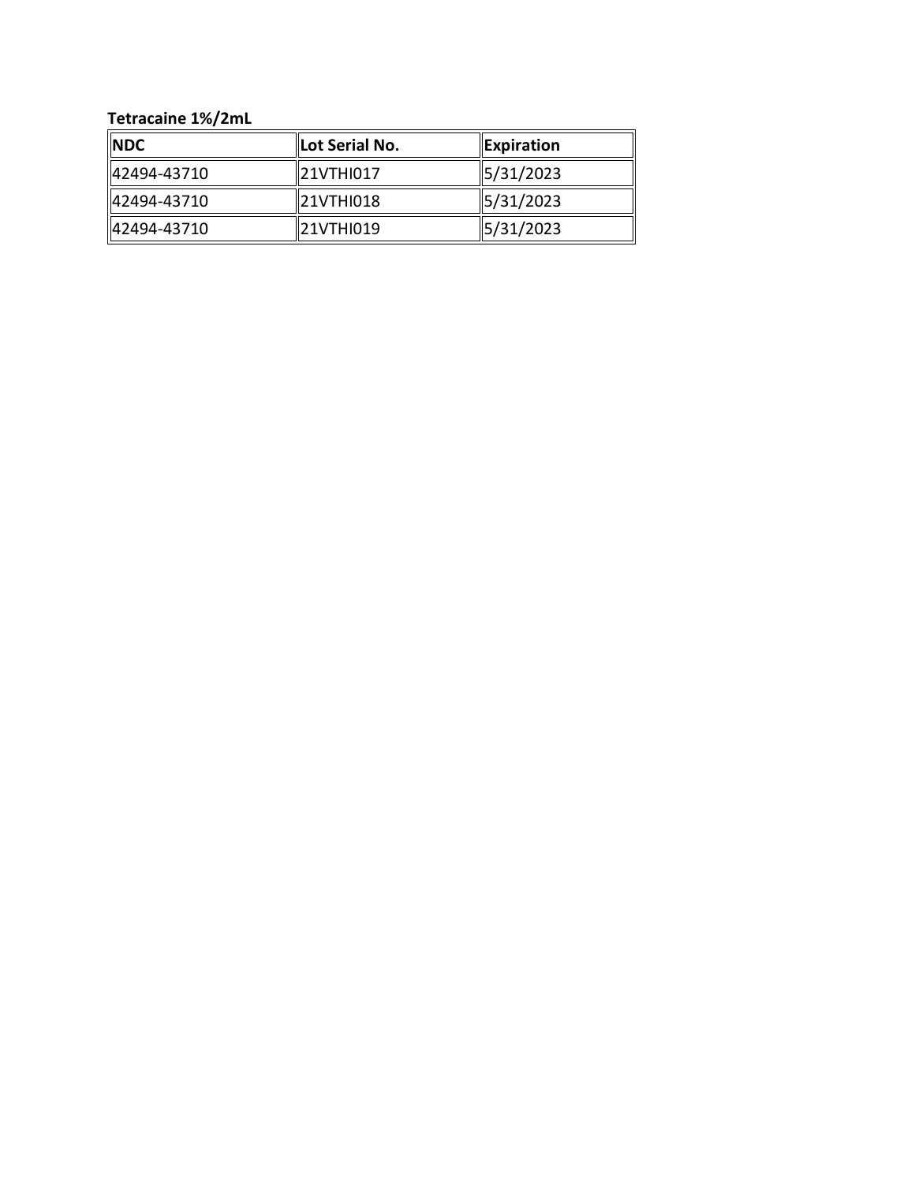**Tetracaine 1%/2mL**

| NDC | Lot Serial No. | Expiration |
|---|---|---|
| 42494-43710 | 21VTHI017 | 5/31/2023 |
| 42494-43710 | 21VTHI018 | 5/31/2023 |
| 42494-43710 | 21VTHI019 | 5/31/2023 |